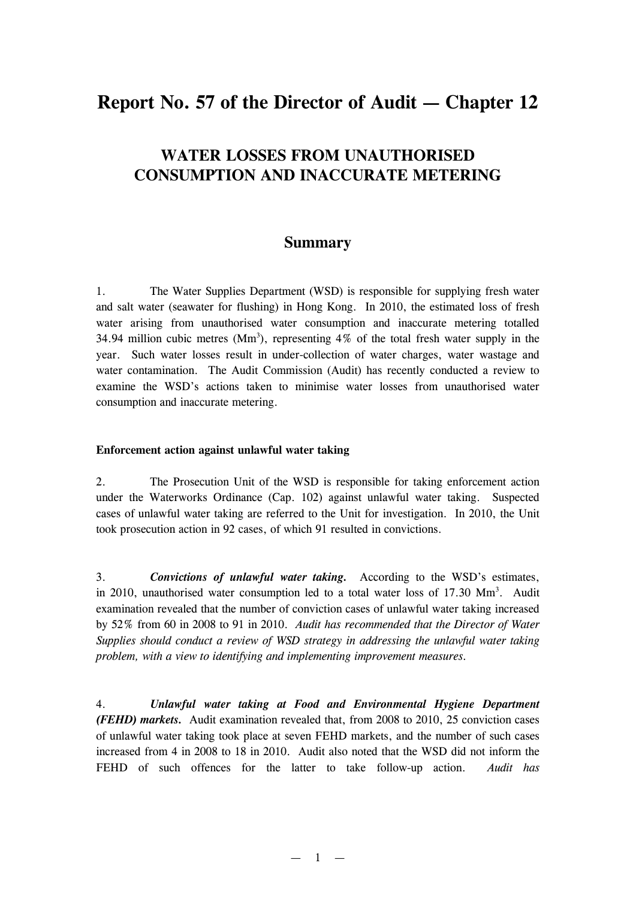# Report No. 57 of the Director of Audit — Chapter 12

## WATER LOSSES FROM UNAUTHORISED CONSUMPTION AND INACCURATE METERING

### Summary

1. The Water Supplies Department (WSD) is responsible for supplying fresh water and salt water (seawater for flushing) in Hong Kong. In 2010, the estimated loss of fresh water arising from unauthorised water consumption and inaccurate metering totalled 34.94 million cubic metres ($Mm^3$), representing 4% of the total fresh water supply in the year. Such water losses result in under-collection of water charges, water wastage and water contamination. The Audit Commission (Audit) has recently conducted a review to examine the WSD's actions taken to minimise water losses from unauthorised water consumption and inaccurate metering.

**Enforcement action against unlawful water taking**

2. The Prosecution Unit of the WSD is responsible for taking enforcement action under the Waterworks Ordinance (Cap. 102) against unlawful water taking. Suspected cases of unlawful water taking are referred to the Unit for investigation. In 2010, the Unit took prosecution action in 92 cases, of which 91 resulted in convictions.

3. ***Convictions of unlawful water taking.*** According to the WSD's estimates, in 2010, unauthorised water consumption led to a total water loss of 17.30 $Mm^3$. Audit examination revealed that the number of conviction cases of unlawful water taking increased by 52% from 60 in 2008 to 91 in 2010. *Audit has recommended that the Director of Water Supplies should conduct a review of WSD strategy in addressing the unlawful water taking problem, with a view to identifying and implementing improvement measures.*

4. ***Unlawful water taking at Food and Environmental Hygiene Department (FEHD) markets.*** Audit examination revealed that, from 2008 to 2010, 25 conviction cases of unlawful water taking took place at seven FEHD markets, and the number of such cases increased from 4 in 2008 to 18 in 2010. Audit also noted that the WSD did not inform the FEHD of such offences for the latter to take follow-up action. *Audit has*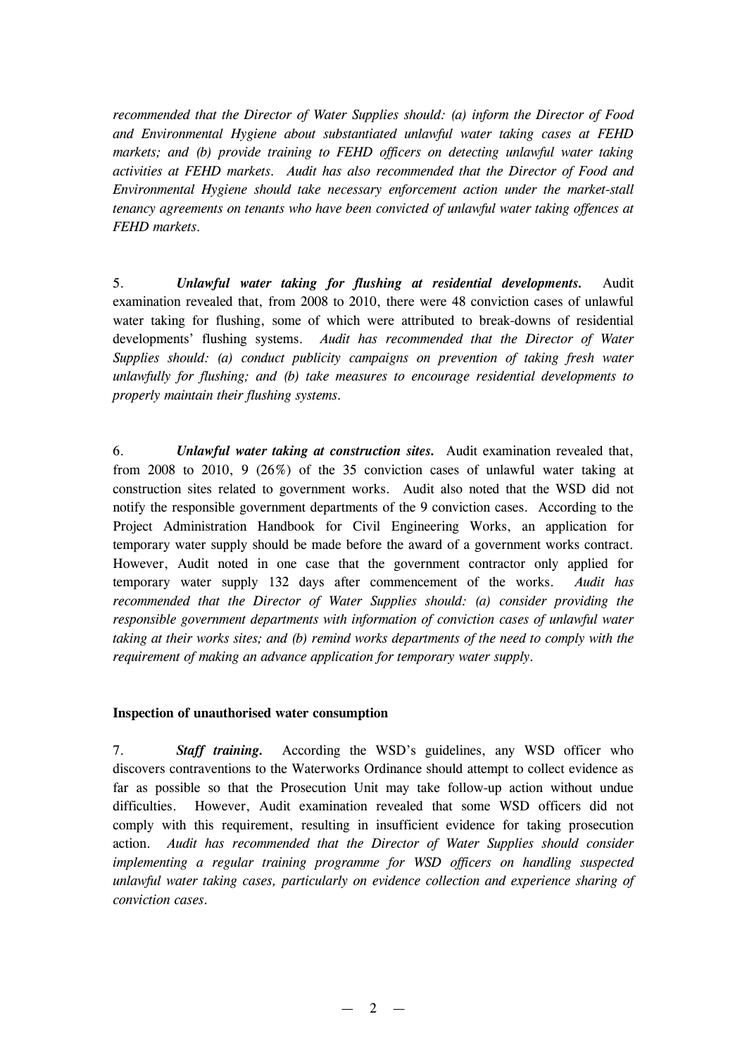*recommended that the Director of Water Supplies should: (a) inform the Director of Food and Environmental Hygiene about substantiated unlawful water taking cases at FEHD markets; and (b) provide training to FEHD officers on detecting unlawful water taking activities at FEHD markets. Audit has also recommended that the Director of Food and Environmental Hygiene should take necessary enforcement action under the market-stall tenancy agreements on tenants who have been convicted of unlawful water taking offences at FEHD markets.*

5. ***Unlawful water taking for flushing at residential developments.*** Audit examination revealed that, from 2008 to 2010, there were 48 conviction cases of unlawful water taking for flushing, some of which were attributed to break-downs of residential developments' flushing systems. *Audit has recommended that the Director of Water Supplies should: (a) conduct publicity campaigns on prevention of taking fresh water unlawfully for flushing; and (b) take measures to encourage residential developments to properly maintain their flushing systems.*

6. ***Unlawful water taking at construction sites.*** Audit examination revealed that, from 2008 to 2010, 9 (26%) of the 35 conviction cases of unlawful water taking at construction sites related to government works. Audit also noted that the WSD did not notify the responsible government departments of the 9 conviction cases. According to the Project Administration Handbook for Civil Engineering Works, an application for temporary water supply should be made before the award of a government works contract. However, Audit noted in one case that the government contractor only applied for temporary water supply 132 days after commencement of the works. *Audit has recommended that the Director of Water Supplies should: (a) consider providing the responsible government departments with information of conviction cases of unlawful water taking at their works sites; and (b) remind works departments of the need to comply with the requirement of making an advance application for temporary water supply.*

**Inspection of unauthorised water consumption**

7. ***Staff training.*** According the WSD's guidelines, any WSD officer who discovers contraventions to the Waterworks Ordinance should attempt to collect evidence as far as possible so that the Prosecution Unit may take follow-up action without undue difficulties. However, Audit examination revealed that some WSD officers did not comply with this requirement, resulting in insufficient evidence for taking prosecution action. *Audit has recommended that the Director of Water Supplies should consider implementing a regular training programme for WSD officers on handling suspected unlawful water taking cases, particularly on evidence collection and experience sharing of conviction cases.*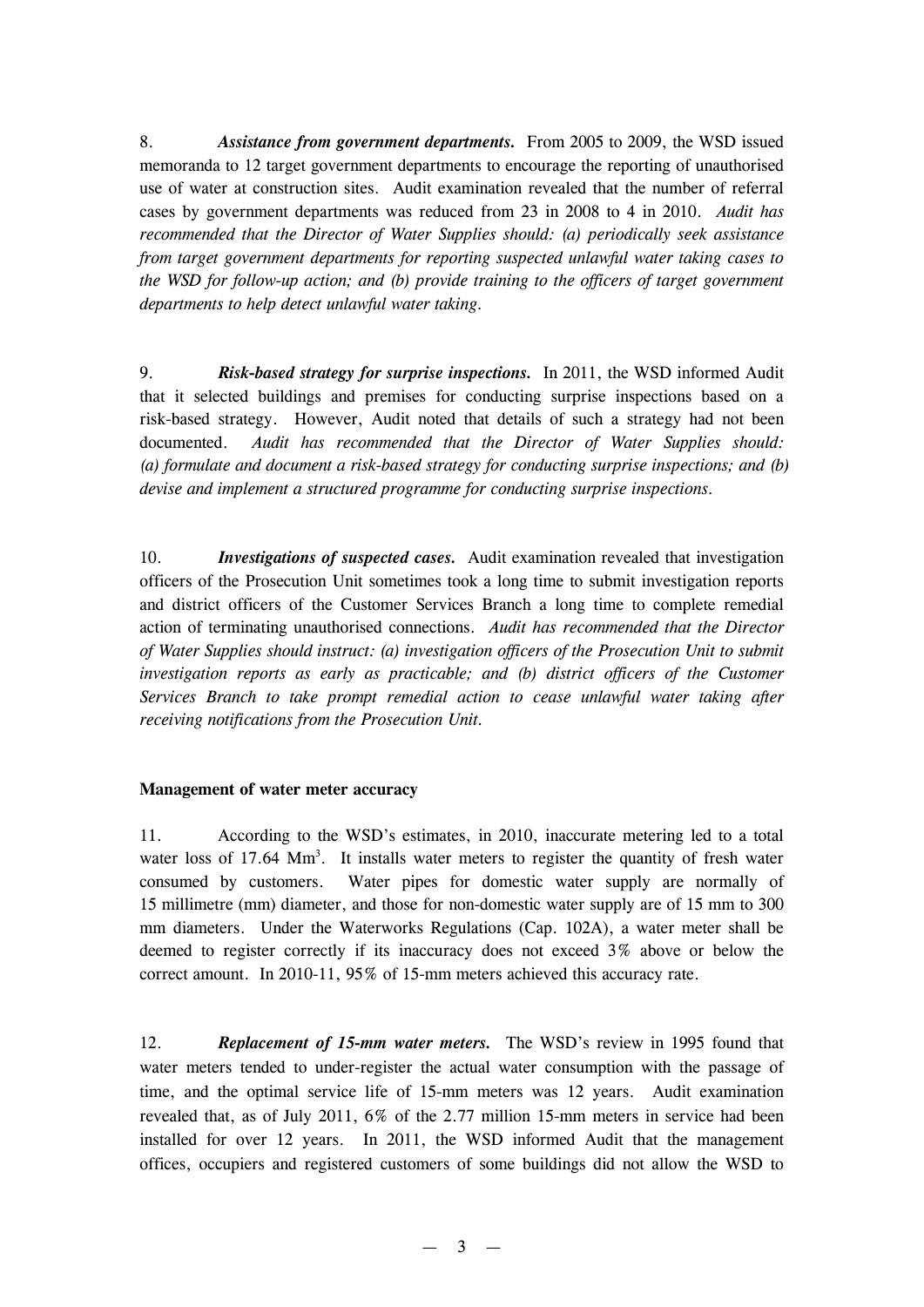8. ***Assistance from government departments.*** From 2005 to 2009, the WSD issued memoranda to 12 target government departments to encourage the reporting of unauthorised use of water at construction sites. Audit examination revealed that the number of referral cases by government departments was reduced from 23 in 2008 to 4 in 2010. *Audit has recommended that the Director of Water Supplies should: (a) periodically seek assistance from target government departments for reporting suspected unlawful water taking cases to the WSD for follow-up action; and (b) provide training to the officers of target government departments to help detect unlawful water taking.*

9. ***Risk-based strategy for surprise inspections.*** In 2011, the WSD informed Audit that it selected buildings and premises for conducting surprise inspections based on a risk-based strategy. However, Audit noted that details of such a strategy had not been documented. *Audit has recommended that the Director of Water Supplies should: (a) formulate and document a risk-based strategy for conducting surprise inspections; and (b) devise and implement a structured programme for conducting surprise inspections.*

10. ***Investigations of suspected cases.*** Audit examination revealed that investigation officers of the Prosecution Unit sometimes took a long time to submit investigation reports and district officers of the Customer Services Branch a long time to complete remedial action of terminating unauthorised connections. *Audit has recommended that the Director of Water Supplies should instruct: (a) investigation officers of the Prosecution Unit to submit investigation reports as early as practicable; and (b) district officers of the Customer Services Branch to take prompt remedial action to cease unlawful water taking after receiving notifications from the Prosecution Unit.*

**Management of water meter accuracy**

11. According to the WSD's estimates, in 2010, inaccurate metering led to a total water loss of 17.64 $Mm^3$. It installs water meters to register the quantity of fresh water consumed by customers. Water pipes for domestic water supply are normally of 15 millimetre (mm) diameter, and those for non-domestic water supply are of 15 mm to 300 mm diameters. Under the Waterworks Regulations (Cap. 102A), a water meter shall be deemed to register correctly if its inaccuracy does not exceed 3% above or below the correct amount. In 2010-11, 95% of 15-mm meters achieved this accuracy rate.

12. ***Replacement of 15-mm water meters.*** The WSD's review in 1995 found that water meters tended to under-register the actual water consumption with the passage of time, and the optimal service life of 15-mm meters was 12 years. Audit examination revealed that, as of July 2011, 6% of the 2.77 million 15-mm meters in service had been installed for over 12 years. In 2011, the WSD informed Audit that the management offices, occupiers and registered customers of some buildings did not allow the WSD to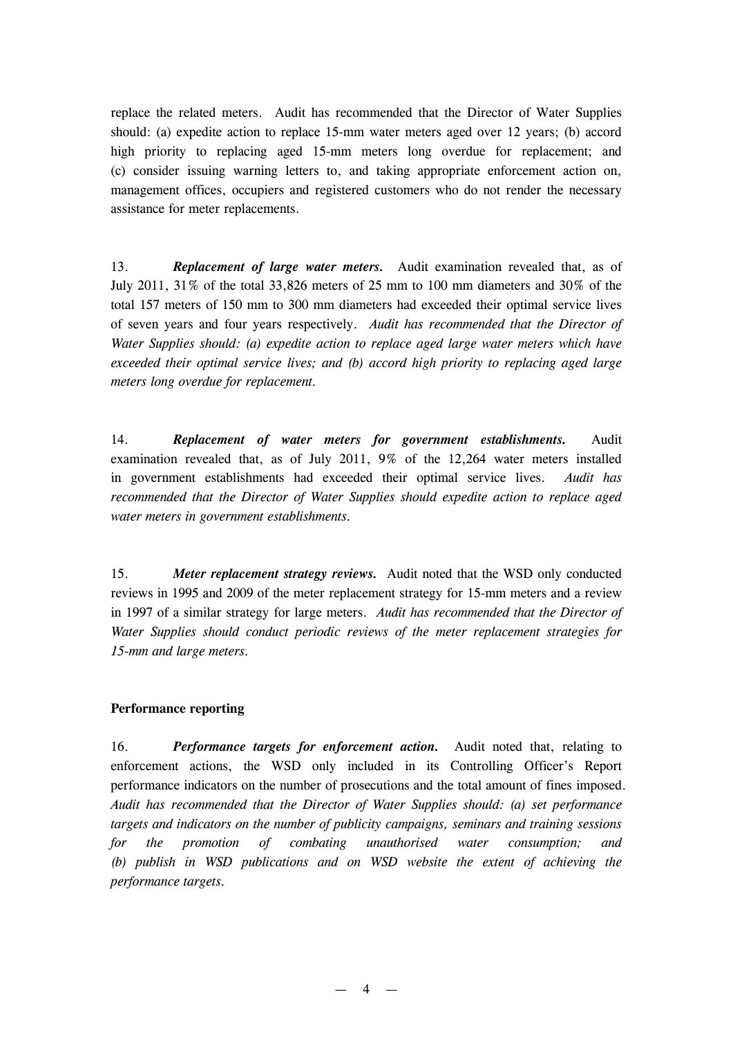replace the related meters. Audit has recommended that the Director of Water Supplies should: (a) expedite action to replace 15-mm water meters aged over 12 years; (b) accord high priority to replacing aged 15-mm meters long overdue for replacement; and (c) consider issuing warning letters to, and taking appropriate enforcement action on, management offices, occupiers and registered customers who do not render the necessary assistance for meter replacements.

13. ***Replacement of large water meters.*** Audit examination revealed that, as of July 2011, 31% of the total 33,826 meters of 25 mm to 100 mm diameters and 30% of the total 157 meters of 150 mm to 300 mm diameters had exceeded their optimal service lives of seven years and four years respectively. *Audit has recommended that the Director of Water Supplies should: (a) expedite action to replace aged large water meters which have exceeded their optimal service lives; and (b) accord high priority to replacing aged large meters long overdue for replacement.*

14. ***Replacement of water meters for government establishments.*** Audit examination revealed that, as of July 2011, 9% of the 12,264 water meters installed in government establishments had exceeded their optimal service lives. *Audit has recommended that the Director of Water Supplies should expedite action to replace aged water meters in government establishments.*

15. ***Meter replacement strategy reviews.*** Audit noted that the WSD only conducted reviews in 1995 and 2009 of the meter replacement strategy for 15-mm meters and a review in 1997 of a similar strategy for large meters. *Audit has recommended that the Director of Water Supplies should conduct periodic reviews of the meter replacement strategies for 15-mm and large meters.*

**Performance reporting**

16. ***Performance targets for enforcement action.*** Audit noted that, relating to enforcement actions, the WSD only included in its Controlling Officer's Report performance indicators on the number of prosecutions and the total amount of fines imposed. *Audit has recommended that the Director of Water Supplies should: (a) set performance targets and indicators on the number of publicity campaigns, seminars and training sessions for the promotion of combating unauthorised water consumption; and (b) publish in WSD publications and on WSD website the extent of achieving the performance targets.*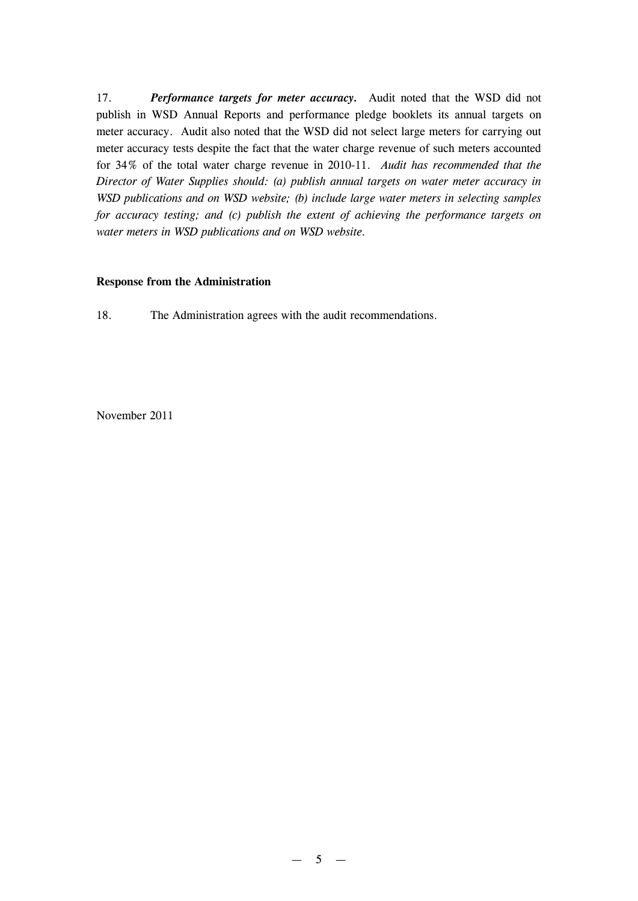17. ***Performance targets for meter accuracy.*** Audit noted that the WSD did not publish in WSD Annual Reports and performance pledge booklets its annual targets on meter accuracy. Audit also noted that the WSD did not select large meters for carrying out meter accuracy tests despite the fact that the water charge revenue of such meters accounted for 34% of the total water charge revenue in 2010-11. *Audit has recommended that the Director of Water Supplies should: (a) publish annual targets on water meter accuracy in WSD publications and on WSD website; (b) include large water meters in selecting samples for accuracy testing; and (c) publish the extent of achieving the performance targets on water meters in WSD publications and on WSD website.*

**Response from the Administration**

18. The Administration agrees with the audit recommendations.

November 2011